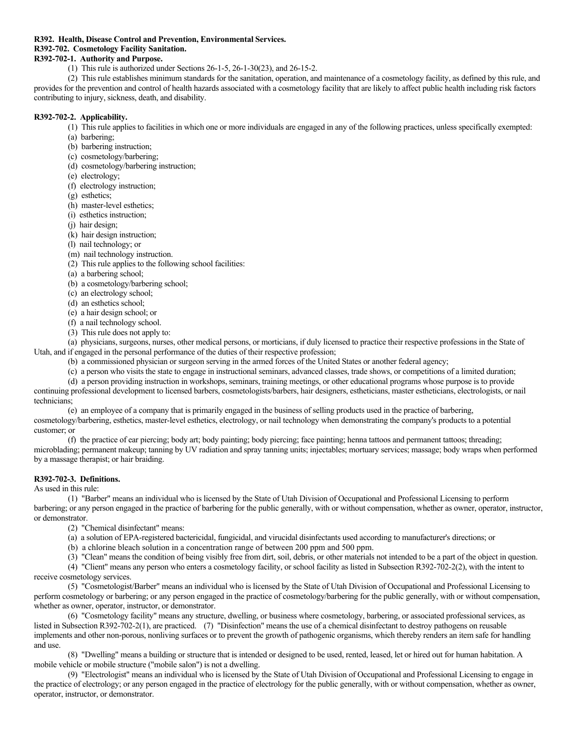**R392. Health, Disease Control and Prevention, Environmental Services.**

**R392-702. Cosmetology Facility Sanitation.**

**R392-702-1. Authority and Purpose.**

(1) This rule is authorized under Sections 26-1-5, 26-1-30(23), and 26-15-2.

(2) This rule establishes minimum standards for the sanitation, operation, and maintenance of a cosmetology facility, as defined by this rule, and provides for the prevention and control of health hazards associated with a cosmetology facility that are likely to affect public health including risk factors contributing to injury, sickness, death, and disability.

**R392-702-2. Applicability.**

(1) This rule applies to facilities in which one or more individuals are engaged in any of the following practices, unless specifically exempted:

(a) barbering;

(b) barbering instruction;

(c) cosmetology/barbering;

(d) cosmetology/barbering instruction;

(e) electrology;

(f) electrology instruction;

(g) esthetics;

(h) master-level esthetics;

(i) esthetics instruction;

(j) hair design;

(k) hair design instruction;

(l) nail technology; or

(m) nail technology instruction.

(2) This rule applies to the following school facilities:

(a) a barbering school;

(b) a cosmetology/barbering school;

(c) an electrology school;

(d) an esthetics school;

(e) a hair design school; or

(f) a nail technology school.

(3) This rule does not apply to:

(a) physicians, surgeons, nurses, other medical persons, or morticians, if duly licensed to practice their respective professions in the State of Utah, and if engaged in the personal performance of the duties of their respective profession;

(b) a commissioned physician or surgeon serving in the armed forces of the United States or another federal agency;

(c) a person who visits the state to engage in instructional seminars, advanced classes, trade shows, or competitions of a limited duration;

(d) a person providing instruction in workshops, seminars, training meetings, or other educational programs whose purpose is to provide continuing professional development to licensed barbers, cosmetologists/barbers, hair designers, estheticians, master estheticians, electrologists, or nail technicians;

(e) an employee of a company that is primarily engaged in the business of selling products used in the practice of barbering, cosmetology/barbering, esthetics, master-level esthetics, electrology, or nail technology when demonstrating the company's products to a potential customer; or

(f) the practice of ear piercing; body art; body painting; body piercing; face painting; henna tattoos and permanent tattoos; threading; microblading; permanent makeup; tanning by UV radiation and spray tanning units; injectables; mortuary services; massage; body wraps when performed by a massage therapist; or hair braiding.

**R392-702-3. Definitions.**

As used in this rule:

(1) "Barber" means an individual who is licensed by the State of Utah Division of Occupational and Professional Licensing to perform barbering; or any person engaged in the practice of barbering for the public generally, with or without compensation, whether as owner, operator, instructor, or demonstrator.

(2) "Chemical disinfectant" means:

(a) a solution of EPA-registered bactericidal, fungicidal, and virucidal disinfectants used according to manufacturer's directions; or

(b) a chlorine bleach solution in a concentration range of between 200 ppm and 500 ppm.

(3) "Clean" means the condition of being visibly free from dirt, soil, debris, or other materials not intended to be a part of the object in question.

(4) "Client" means any person who enters a cosmetology facility, or school facility as listed in Subsection R392-702-2(2), with the intent to receive cosmetology services.

(5) "Cosmetologist/Barber" means an individual who is licensed by the State of Utah Division of Occupational and Professional Licensing to perform cosmetology or barbering; or any person engaged in the practice of cosmetology/barbering for the public generally, with or without compensation, whether as owner, operator, instructor, or demonstrator.

(6) "Cosmetology facility" means any structure, dwelling, or business where cosmetology, barbering, or associated professional services, as listed in Subsection R392-702-2(1), are practiced.

(7) "Disinfection" means the use of a chemical disinfectant to destroy pathogens on reusable implements and other non-porous, nonliving surfaces or to prevent the growth of pathogenic organisms, which thereby renders an item safe for handling and use.

(8) "Dwelling" means a building or structure that is intended or designed to be used, rented, leased, let or hired out for human habitation. A mobile vehicle or mobile structure ("mobile salon") is not a dwelling.

(9) "Electrologist" means an individual who is licensed by the State of Utah Division of Occupational and Professional Licensing to engage in the practice of electrology; or any person engaged in the practice of electrology for the public generally, with or without compensation, whether as owner, operator, instructor, or demonstrator.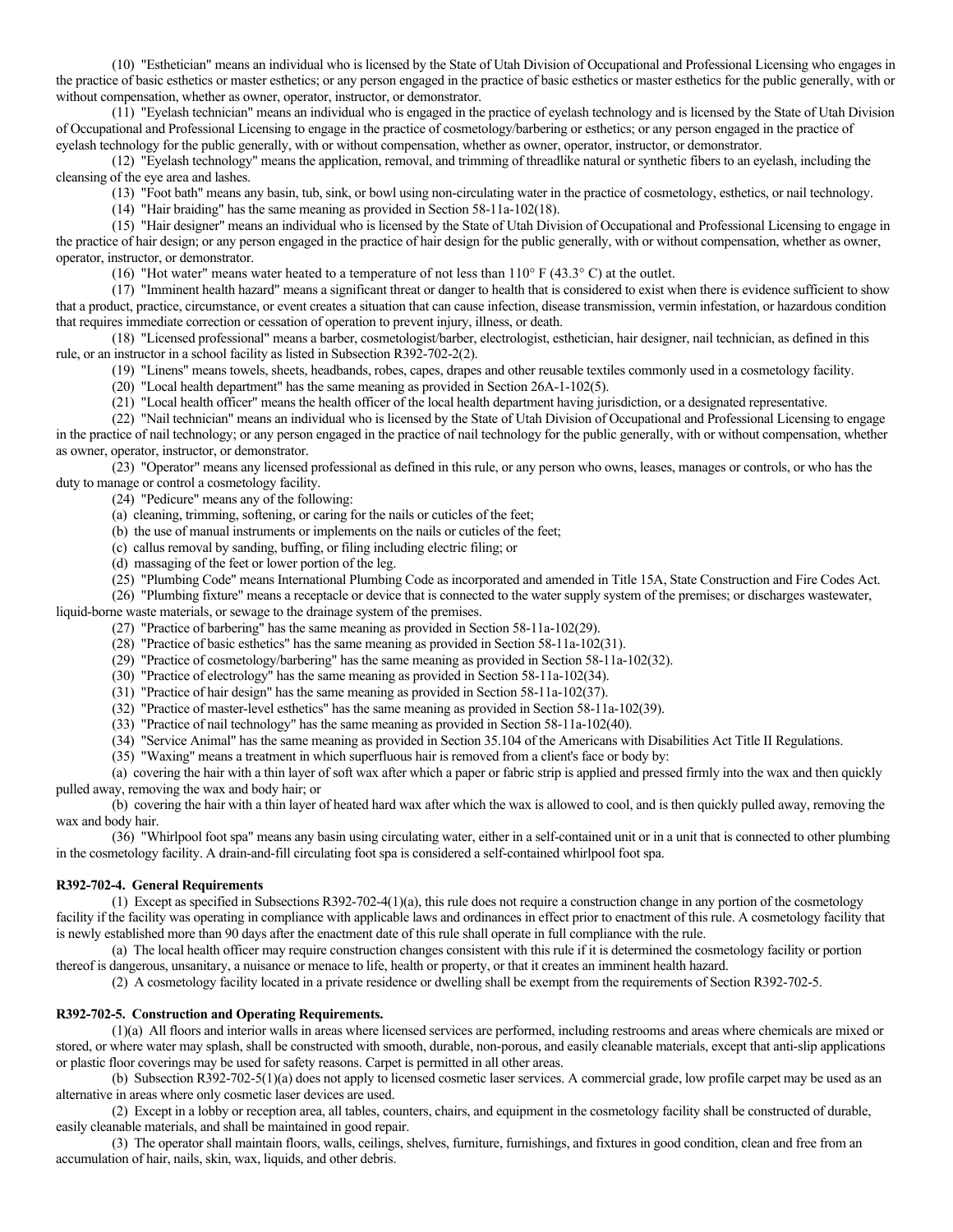(10) "Esthetician" means an individual who is licensed by the State of Utah Division of Occupational and Professional Licensing who engages in the practice of basic esthetics or master esthetics; or any person engaged in the practice of basic esthetics or master esthetics for the public generally, with or without compensation, whether as owner, operator, instructor, or demonstrator.

(11) "Eyelash technician" means an individual who is engaged in the practice of eyelash technology and is licensed by the State of Utah Division of Occupational and Professional Licensing to engage in the practice of cosmetology/barbering or esthetics; or any person engaged in the practice of eyelash technology for the public generally, with or without compensation, whether as owner, operator, instructor, or demonstrator.

(12) "Eyelash technology" means the application, removal, and trimming of threadlike natural or synthetic fibers to an eyelash, including the cleansing of the eye area and lashes.

(13) "Foot bath" means any basin, tub, sink, or bowl using non-circulating water in the practice of cosmetology, esthetics, or nail technology.

(14) "Hair braiding" has the same meaning as provided in Section 58-11a-102(18).

(15) "Hair designer" means an individual who is licensed by the State of Utah Division of Occupational and Professional Licensing to engage in the practice of hair design; or any person engaged in the practice of hair design for the public generally, with or without compensation, whether as owner, operator, instructor, or demonstrator.

(16) "Hot water" means water heated to a temperature of not less than 110° F (43.3° C) at the outlet.

(17) "Imminent health hazard" means a significant threat or danger to health that is considered to exist when there is evidence sufficient to show that a product, practice, circumstance, or event creates a situation that can cause infection, disease transmission, vermin infestation, or hazardous condition that requires immediate correction or cessation of operation to prevent injury, illness, or death.

(18) "Licensed professional" means a barber, cosmetologist/barber, electrologist, esthetician, hair designer, nail technician, as defined in this rule, or an instructor in a school facility as listed in Subsection R392-702-2(2).

(19) "Linens" means towels, sheets, headbands, robes, capes, drapes and other reusable textiles commonly used in a cosmetology facility.

(20) "Local health department" has the same meaning as provided in Section 26A-1-102(5).

(21) "Local health officer" means the health officer of the local health department having jurisdiction, or a designated representative.

(22) "Nail technician" means an individual who is licensed by the State of Utah Division of Occupational and Professional Licensing to engage in the practice of nail technology; or any person engaged in the practice of nail technology for the public generally, with or without compensation, whether as owner, operator, instructor, or demonstrator.

(23) "Operator" means any licensed professional as defined in this rule, or any person who owns, leases, manages or controls, or who has the duty to manage or control a cosmetology facility.

(24) "Pedicure" means any of the following:

(a) cleaning, trimming, softening, or caring for the nails or cuticles of the feet;

(b) the use of manual instruments or implements on the nails or cuticles of the feet;

(c) callus removal by sanding, buffing, or filing including electric filing; or

(d) massaging of the feet or lower portion of the leg.

(25) "Plumbing Code" means International Plumbing Code as incorporated and amended in Title 15A, State Construction and Fire Codes Act.

(26) "Plumbing fixture" means a receptacle or device that is connected to the water supply system of the premises; or discharges wastewater, liquid-borne waste materials, or sewage to the drainage system of the premises.

(27) "Practice of barbering" has the same meaning as provided in Section 58-11a-102(29).

(28) "Practice of basic esthetics" has the same meaning as provided in Section 58-11a-102(31).

(29) "Practice of cosmetology/barbering" has the same meaning as provided in Section 58-11a-102(32).

(30) "Practice of electrology" has the same meaning as provided in Section 58-11a-102(34).

(31) "Practice of hair design" has the same meaning as provided in Section 58-11a-102(37).

(32) "Practice of master-level esthetics" has the same meaning as provided in Section 58-11a-102(39).

(33) "Practice of nail technology" has the same meaning as provided in Section 58-11a-102(40).

(34) "Service Animal" has the same meaning as provided in Section 35.104 of the Americans with Disabilities Act Title II Regulations.

(35) "Waxing" means a treatment in which superfluous hair is removed from a client's face or body by:

(a) covering the hair with a thin layer of soft wax after which a paper or fabric strip is applied and pressed firmly into the wax and then quickly pulled away, removing the wax and body hair; or

(b) covering the hair with a thin layer of heated hard wax after which the wax is allowed to cool, and is then quickly pulled away, removing the wax and body hair.

(36) "Whirlpool foot spa" means any basin using circulating water, either in a self-contained unit or in a unit that is connected to other plumbing in the cosmetology facility. A drain-and-fill circulating foot spa is considered a self-contained whirlpool foot spa.

**R392-702-4. General Requirements**

(1) Except as specified in Subsections R392-702-4(1)(a), this rule does not require a construction change in any portion of the cosmetology facility if the facility was operating in compliance with applicable laws and ordinances in effect prior to enactment of this rule. A cosmetology facility that is newly established more than 90 days after the enactment date of this rule shall operate in full compliance with the rule.

(a) The local health officer may require construction changes consistent with this rule if it is determined the cosmetology facility or portion thereof is dangerous, unsanitary, a nuisance or menace to life, health or property, or that it creates an imminent health hazard.

(2) A cosmetology facility located in a private residence or dwelling shall be exempt from the requirements of Section R392-702-5.

**R392-702-5. Construction and Operating Requirements.**

(1)(a) All floors and interior walls in areas where licensed services are performed, including restrooms and areas where chemicals are mixed or stored, or where water may splash, shall be constructed with smooth, durable, non-porous, and easily cleanable materials, except that anti-slip applications or plastic floor coverings may be used for safety reasons. Carpet is permitted in all other areas.

(b) Subsection R392-702-5(1)(a) does not apply to licensed cosmetic laser services. A commercial grade, low profile carpet may be used as an alternative in areas where only cosmetic laser devices are used.

(2) Except in a lobby or reception area, all tables, counters, chairs, and equipment in the cosmetology facility shall be constructed of durable, easily cleanable materials, and shall be maintained in good repair.

(3) The operator shall maintain floors, walls, ceilings, shelves, furniture, furnishings, and fixtures in good condition, clean and free from an accumulation of hair, nails, skin, wax, liquids, and other debris.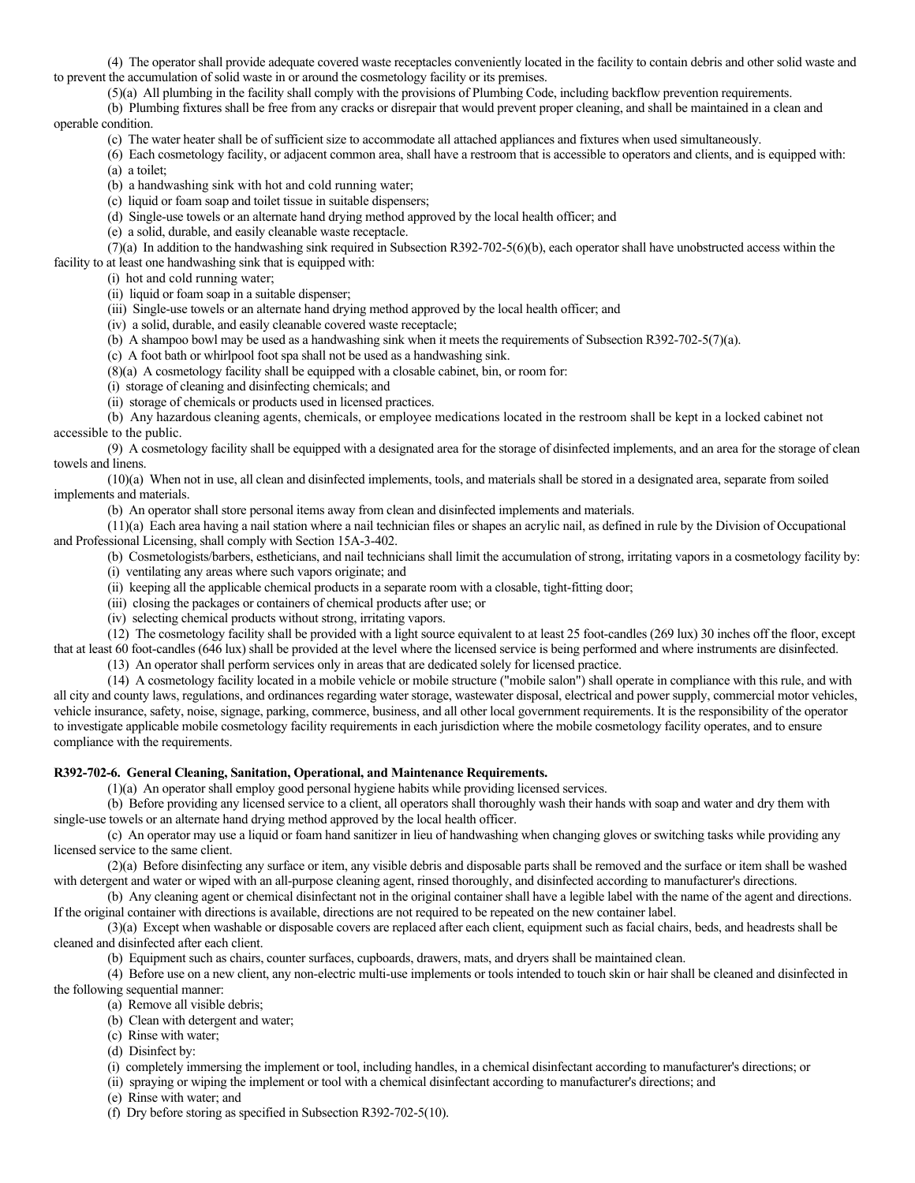(4) The operator shall provide adequate covered waste receptacles conveniently located in the facility to contain debris and other solid waste and to prevent the accumulation of solid waste in or around the cosmetology facility or its premises.

(5)(a) All plumbing in the facility shall comply with the provisions of Plumbing Code, including backflow prevention requirements.

(b) Plumbing fixtures shall be free from any cracks or disrepair that would prevent proper cleaning, and shall be maintained in a clean and operable condition.

(c) The water heater shall be of sufficient size to accommodate all attached appliances and fixtures when used simultaneously.

(6) Each cosmetology facility, or adjacent common area, shall have a restroom that is accessible to operators and clients, and is equipped with:

(a) a toilet;

(b) a handwashing sink with hot and cold running water;

(c) liquid or foam soap and toilet tissue in suitable dispensers;

(d) Single-use towels or an alternate hand drying method approved by the local health officer; and

(e) a solid, durable, and easily cleanable waste receptacle.

(7)(a) In addition to the handwashing sink required in Subsection R392-702-5(6)(b), each operator shall have unobstructed access within the facility to at least one handwashing sink that is equipped with:

(i) hot and cold running water;

(ii) liquid or foam soap in a suitable dispenser;

(iii) Single-use towels or an alternate hand drying method approved by the local health officer; and

(iv) a solid, durable, and easily cleanable covered waste receptacle;

(b) A shampoo bowl may be used as a handwashing sink when it meets the requirements of Subsection R392-702-5(7)(a).

(c) A foot bath or whirlpool foot spa shall not be used as a handwashing sink.

(8)(a) A cosmetology facility shall be equipped with a closable cabinet, bin, or room for:

(i) storage of cleaning and disinfecting chemicals; and

(ii) storage of chemicals or products used in licensed practices.

(b) Any hazardous cleaning agents, chemicals, or employee medications located in the restroom shall be kept in a locked cabinet not accessible to the public.

(9) A cosmetology facility shall be equipped with a designated area for the storage of disinfected implements, and an area for the storage of clean towels and linens.

(10)(a) When not in use, all clean and disinfected implements, tools, and materials shall be stored in a designated area, separate from soiled implements and materials.

(b) An operator shall store personal items away from clean and disinfected implements and materials.

(11)(a) Each area having a nail station where a nail technician files or shapes an acrylic nail, as defined in rule by the Division of Occupational and Professional Licensing, shall comply with Section 15A-3-402.

(b) Cosmetologists/barbers, estheticians, and nail technicians shall limit the accumulation of strong, irritating vapors in a cosmetology facility by:

(i) ventilating any areas where such vapors originate; and

(ii) keeping all the applicable chemical products in a separate room with a closable, tight-fitting door;

(iii) closing the packages or containers of chemical products after use; or

(iv) selecting chemical products without strong, irritating vapors.

(12) The cosmetology facility shall be provided with a light source equivalent to at least 25 foot-candles (269 lux) 30 inches off the floor, except that at least 60 foot-candles (646 lux) shall be provided at the level where the licensed service is being performed and where instruments are disinfected.

(13) An operator shall perform services only in areas that are dedicated solely for licensed practice.

(14) A cosmetology facility located in a mobile vehicle or mobile structure ("mobile salon") shall operate in compliance with this rule, and with all city and county laws, regulations, and ordinances regarding water storage, wastewater disposal, electrical and power supply, commercial motor vehicles, vehicle insurance, safety, noise, signage, parking, commerce, business, and all other local government requirements. It is the responsibility of the operator to investigate applicable mobile cosmetology facility requirements in each jurisdiction where the mobile cosmetology facility operates, and to ensure compliance with the requirements.

**R392-702-6. General Cleaning, Sanitation, Operational, and Maintenance Requirements.**

(1)(a) An operator shall employ good personal hygiene habits while providing licensed services.

(b) Before providing any licensed service to a client, all operators shall thoroughly wash their hands with soap and water and dry them with single-use towels or an alternate hand drying method approved by the local health officer.

(c) An operator may use a liquid or foam hand sanitizer in lieu of handwashing when changing gloves or switching tasks while providing any licensed service to the same client.

(2)(a) Before disinfecting any surface or item, any visible debris and disposable parts shall be removed and the surface or item shall be washed with detergent and water or wiped with an all-purpose cleaning agent, rinsed thoroughly, and disinfected according to manufacturer's directions.

(b) Any cleaning agent or chemical disinfectant not in the original container shall have a legible label with the name of the agent and directions. If the original container with directions is available, directions are not required to be repeated on the new container label.

(3)(a) Except when washable or disposable covers are replaced after each client, equipment such as facial chairs, beds, and headrests shall be cleaned and disinfected after each client.

(b) Equipment such as chairs, counter surfaces, cupboards, drawers, mats, and dryers shall be maintained clean.

(4) Before use on a new client, any non-electric multi-use implements or tools intended to touch skin or hair shall be cleaned and disinfected in the following sequential manner:

(a) Remove all visible debris;

(b) Clean with detergent and water;

(c) Rinse with water;

(d) Disinfect by:

(i) completely immersing the implement or tool, including handles, in a chemical disinfectant according to manufacturer's directions; or

(ii) spraying or wiping the implement or tool with a chemical disinfectant according to manufacturer's directions; and

(e) Rinse with water; and

(f) Dry before storing as specified in Subsection R392-702-5(10).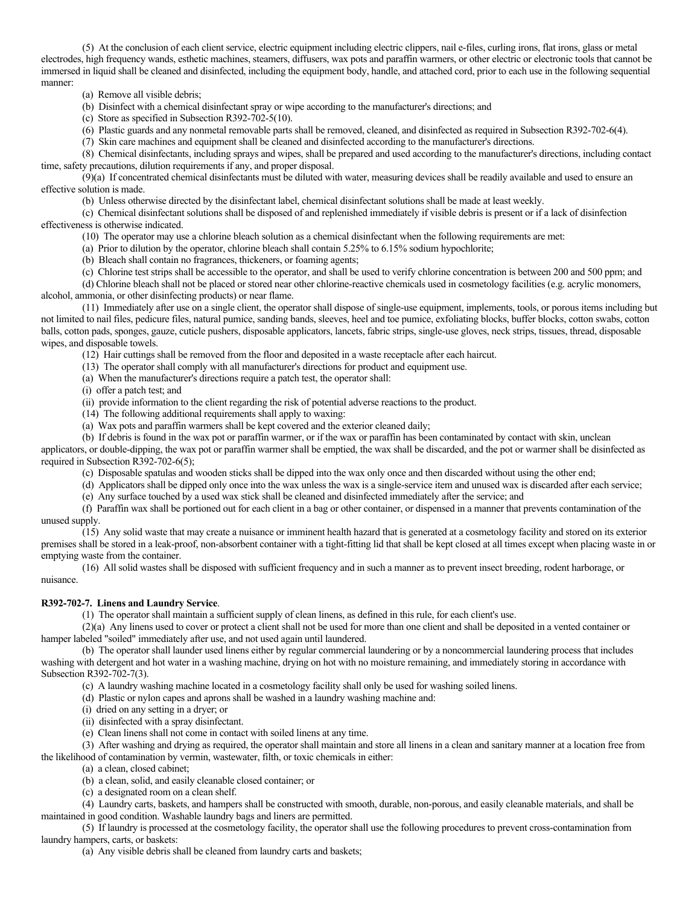(5) At the conclusion of each client service, electric equipment including electric clippers, nail e-files, curling irons, flat irons, glass or metal electrodes, high frequency wands, esthetic machines, steamers, diffusers, wax pots and paraffin warmers, or other electric or electronic tools that cannot be immersed in liquid shall be cleaned and disinfected, including the equipment body, handle, and attached cord, prior to each use in the following sequential manner:

(a) Remove all visible debris;

(b) Disinfect with a chemical disinfectant spray or wipe according to the manufacturer's directions; and

(c) Store as specified in Subsection R392-702-5(10).

(6) Plastic guards and any nonmetal removable parts shall be removed, cleaned, and disinfected as required in Subsection R392-702-6(4).

(7) Skin care machines and equipment shall be cleaned and disinfected according to the manufacturer's directions.

(8) Chemical disinfectants, including sprays and wipes, shall be prepared and used according to the manufacturer's directions, including contact time, safety precautions, dilution requirements if any, and proper disposal.

(9)(a) If concentrated chemical disinfectants must be diluted with water, measuring devices shall be readily available and used to ensure an effective solution is made.

(b) Unless otherwise directed by the disinfectant label, chemical disinfectant solutions shall be made at least weekly.

(c) Chemical disinfectant solutions shall be disposed of and replenished immediately if visible debris is present or if a lack of disinfection effectiveness is otherwise indicated.

(10) The operator may use a chlorine bleach solution as a chemical disinfectant when the following requirements are met:

(a) Prior to dilution by the operator, chlorine bleach shall contain 5.25% to 6.15% sodium hypochlorite;

(b) Bleach shall contain no fragrances, thickeners, or foaming agents;

(c) Chlorine test strips shall be accessible to the operator, and shall be used to verify chlorine concentration is between 200 and 500 ppm; and

(d) Chlorine bleach shall not be placed or stored near other chlorine-reactive chemicals used in cosmetology facilities (e.g. acrylic monomers, alcohol, ammonia, or other disinfecting products) or near flame.

(11) Immediately after use on a single client, the operator shall dispose of single-use equipment, implements, tools, or porous items including but not limited to nail files, pedicure files, natural pumice, sanding bands, sleeves, heel and toe pumice, exfoliating blocks, buffer blocks, cotton swabs, cotton balls, cotton pads, sponges, gauze, cuticle pushers, disposable applicators, lancets, fabric strips, single-use gloves, neck strips, tissues, thread, disposable wipes, and disposable towels.

(12) Hair cuttings shall be removed from the floor and deposited in a waste receptacle after each haircut.

(13) The operator shall comply with all manufacturer's directions for product and equipment use.

(a) When the manufacturer's directions require a patch test, the operator shall:

(i) offer a patch test; and

(ii) provide information to the client regarding the risk of potential adverse reactions to the product.

(14) The following additional requirements shall apply to waxing:

(a) Wax pots and paraffin warmers shall be kept covered and the exterior cleaned daily;

(b) If debris is found in the wax pot or paraffin warmer, or if the wax or paraffin has been contaminated by contact with skin, unclean applicators, or double-dipping, the wax pot or paraffin warmer shall be emptied, the wax shall be discarded, and the pot or warmer shall be disinfected as required in Subsection R392-702-6(5);

(c) Disposable spatulas and wooden sticks shall be dipped into the wax only once and then discarded without using the other end;

(d) Applicators shall be dipped only once into the wax unless the wax is a single-service item and unused wax is discarded after each service;

(e) Any surface touched by a used wax stick shall be cleaned and disinfected immediately after the service; and

(f) Paraffin wax shall be portioned out for each client in a bag or other container, or dispensed in a manner that prevents contamination of the unused supply.

(15) Any solid waste that may create a nuisance or imminent health hazard that is generated at a cosmetology facility and stored on its exterior premises shall be stored in a leak-proof, non-absorbent container with a tight-fitting lid that shall be kept closed at all times except when placing waste in or emptying waste from the container.

(16) All solid wastes shall be disposed with sufficient frequency and in such a manner as to prevent insect breeding, rodent harborage, or nuisance.

**R392-702-7. Linens and Laundry Service**.

(1) The operator shall maintain a sufficient supply of clean linens, as defined in this rule, for each client's use.

(2)(a) Any linens used to cover or protect a client shall not be used for more than one client and shall be deposited in a vented container or hamper labeled "soiled" immediately after use, and not used again until laundered.

(b) The operator shall launder used linens either by regular commercial laundering or by a noncommercial laundering process that includes washing with detergent and hot water in a washing machine, drying on hot with no moisture remaining, and immediately storing in accordance with Subsection R392-702-7(3).

(c) A laundry washing machine located in a cosmetology facility shall only be used for washing soiled linens.

(d) Plastic or nylon capes and aprons shall be washed in a laundry washing machine and:

(i) dried on any setting in a dryer; or

(ii) disinfected with a spray disinfectant.

(e) Clean linens shall not come in contact with soiled linens at any time.

(3) After washing and drying as required, the operator shall maintain and store all linens in a clean and sanitary manner at a location free from the likelihood of contamination by vermin, wastewater, filth, or toxic chemicals in either:

(a) a clean, closed cabinet;

(b) a clean, solid, and easily cleanable closed container; or

(c) a designated room on a clean shelf.

(4) Laundry carts, baskets, and hampers shall be constructed with smooth, durable, non-porous, and easily cleanable materials, and shall be maintained in good condition. Washable laundry bags and liners are permitted.

(5) If laundry is processed at the cosmetology facility, the operator shall use the following procedures to prevent cross-contamination from laundry hampers, carts, or baskets:

(a) Any visible debris shall be cleaned from laundry carts and baskets;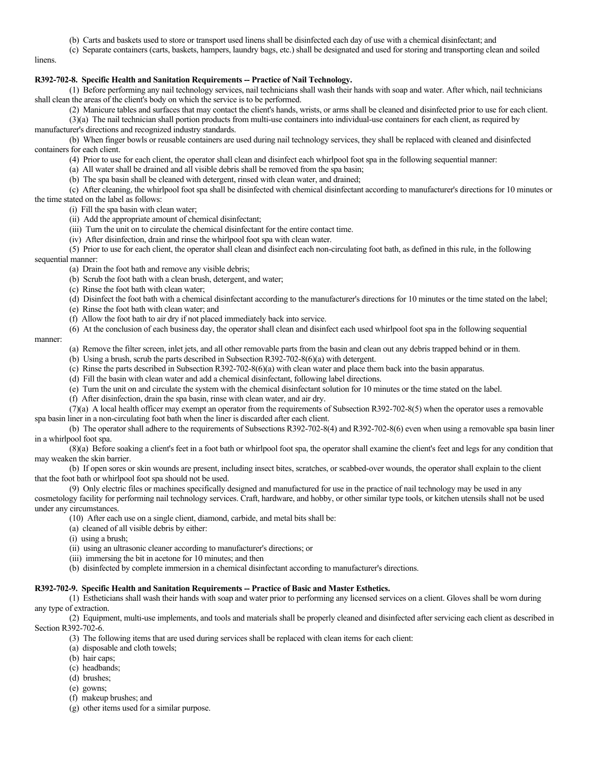(b) Carts and baskets used to store or transport used linens shall be disinfected each day of use with a chemical disinfectant; and

(c) Separate containers (carts, baskets, hampers, laundry bags, etc.) shall be designated and used for storing and transporting clean and soiled linens.

**R392-702-8. Specific Health and Sanitation Requirements -- Practice of Nail Technology.**

(1) Before performing any nail technology services, nail technicians shall wash their hands with soap and water. After which, nail technicians shall clean the areas of the client's body on which the service is to be performed.

(2) Manicure tables and surfaces that may contact the client's hands, wrists, or arms shall be cleaned and disinfected prior to use for each client.

(3)(a) The nail technician shall portion products from multi-use containers into individual-use containers for each client, as required by manufacturer's directions and recognized industry standards.

(b) When finger bowls or reusable containers are used during nail technology services, they shall be replaced with cleaned and disinfected containers for each client.

(4) Prior to use for each client, the operator shall clean and disinfect each whirlpool foot spa in the following sequential manner:

(a) All water shall be drained and all visible debris shall be removed from the spa basin;

(b) The spa basin shall be cleaned with detergent, rinsed with clean water, and drained;

(c) After cleaning, the whirlpool foot spa shall be disinfected with chemical disinfectant according to manufacturer's directions for 10 minutes or the time stated on the label as follows:

(i) Fill the spa basin with clean water;

(ii) Add the appropriate amount of chemical disinfectant;

(iii) Turn the unit on to circulate the chemical disinfectant for the entire contact time.

(iv) After disinfection, drain and rinse the whirlpool foot spa with clean water.

(5) Prior to use for each client, the operator shall clean and disinfect each non-circulating foot bath, as defined in this rule, in the following sequential manner:

(a) Drain the foot bath and remove any visible debris;

(b) Scrub the foot bath with a clean brush, detergent, and water;

(c) Rinse the foot bath with clean water;

(d) Disinfect the foot bath with a chemical disinfectant according to the manufacturer's directions for 10 minutes or the time stated on the label;

(e) Rinse the foot bath with clean water; and

(f) Allow the foot bath to air dry if not placed immediately back into service.

(6) At the conclusion of each business day, the operator shall clean and disinfect each used whirlpool foot spa in the following sequential manner:

(a) Remove the filter screen, inlet jets, and all other removable parts from the basin and clean out any debris trapped behind or in them.

(b) Using a brush, scrub the parts described in Subsection R392-702-8(6)(a) with detergent.

(c) Rinse the parts described in Subsection R392-702-8(6)(a) with clean water and place them back into the basin apparatus.

(d) Fill the basin with clean water and add a chemical disinfectant, following label directions.

(e) Turn the unit on and circulate the system with the chemical disinfectant solution for 10 minutes or the time stated on the label.

(f) After disinfection, drain the spa basin, rinse with clean water, and air dry.

(7)(a) A local health officer may exempt an operator from the requirements of Subsection R392-702-8(5) when the operator uses a removable spa basin liner in a non-circulating foot bath when the liner is discarded after each client.

(b) The operator shall adhere to the requirements of Subsections R392-702-8(4) and R392-702-8(6) even when using a removable spa basin liner in a whirlpool foot spa.

(8)(a) Before soaking a client's feet in a foot bath or whirlpool foot spa, the operator shall examine the client's feet and legs for any condition that may weaken the skin barrier.

(b) If open sores or skin wounds are present, including insect bites, scratches, or scabbed-over wounds, the operator shall explain to the client that the foot bath or whirlpool foot spa should not be used.

(9) Only electric files or machines specifically designed and manufactured for use in the practice of nail technology may be used in any cosmetology facility for performing nail technology services. Craft, hardware, and hobby, or other similar type tools, or kitchen utensils shall not be used under any circumstances.

(10) After each use on a single client, diamond, carbide, and metal bits shall be:

(a) cleaned of all visible debris by either:

(i) using a brush;

(ii) using an ultrasonic cleaner according to manufacturer's directions; or

(iii) immersing the bit in acetone for 10 minutes; and then

(b) disinfected by complete immersion in a chemical disinfectant according to manufacturer's directions.

**R392-702-9. Specific Health and Sanitation Requirements -- Practice of Basic and Master Esthetics.**

(1) Estheticians shall wash their hands with soap and water prior to performing any licensed services on a client. Gloves shall be worn during any type of extraction.

(2) Equipment, multi-use implements, and tools and materials shall be properly cleaned and disinfected after servicing each client as described in Section R392-702-6.

(3) The following items that are used during services shall be replaced with clean items for each client:

(a) disposable and cloth towels;

(b) hair caps;

(c) headbands;

(d) brushes;

(e) gowns;

(f) makeup brushes; and

(g) other items used for a similar purpose.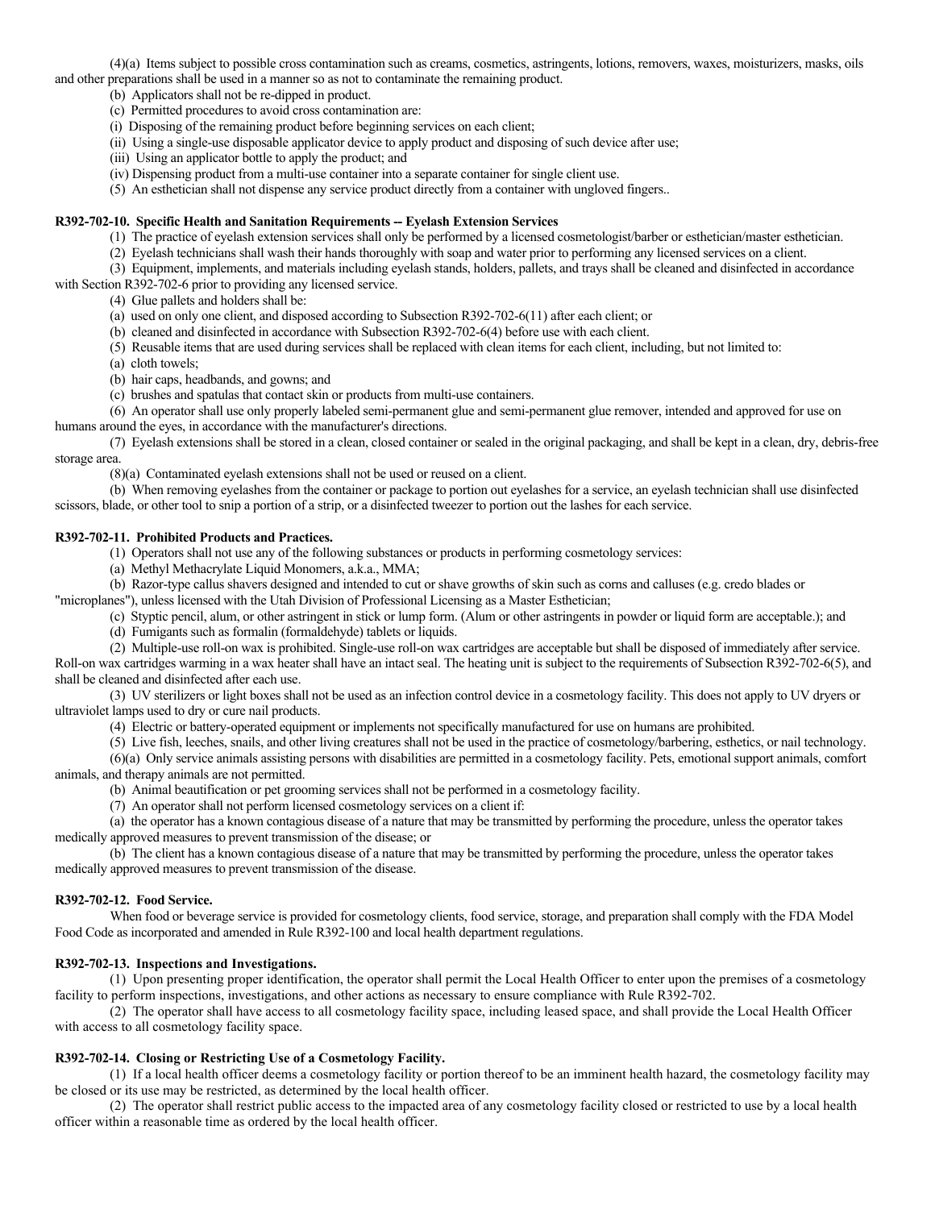(4)(a) Items subject to possible cross contamination such as creams, cosmetics, astringents, lotions, removers, waxes, moisturizers, masks, oils and other preparations shall be used in a manner so as not to contaminate the remaining product.

(b) Applicators shall not be re-dipped in product.

(c) Permitted procedures to avoid cross contamination are:

(i) Disposing of the remaining product before beginning services on each client;

(ii) Using a single-use disposable applicator device to apply product and disposing of such device after use;

(iii) Using an applicator bottle to apply the product; and

(iv) Dispensing product from a multi-use container into a separate container for single client use.

(5) An esthetician shall not dispense any service product directly from a container with ungloved fingers..

**R392-702-10. Specific Health and Sanitation Requirements -- Eyelash Extension Services**

(1) The practice of eyelash extension services shall only be performed by a licensed cosmetologist/barber or esthetician/master esthetician.

(2) Eyelash technicians shall wash their hands thoroughly with soap and water prior to performing any licensed services on a client.

(3) Equipment, implements, and materials including eyelash stands, holders, pallets, and trays shall be cleaned and disinfected in accordance with Section R392-702-6 prior to providing any licensed service.

(4) Glue pallets and holders shall be:

(a) used on only one client, and disposed according to Subsection R392-702-6(11) after each client; or

(b) cleaned and disinfected in accordance with Subsection R392-702-6(4) before use with each client.

(5) Reusable items that are used during services shall be replaced with clean items for each client, including, but not limited to:

(a) cloth towels;

(b) hair caps, headbands, and gowns; and

(c) brushes and spatulas that contact skin or products from multi-use containers.

(6) An operator shall use only properly labeled semi-permanent glue and semi-permanent glue remover, intended and approved for use on humans around the eyes, in accordance with the manufacturer's directions.

(7) Eyelash extensions shall be stored in a clean, closed container or sealed in the original packaging, and shall be kept in a clean, dry, debris-free storage area.

(8)(a) Contaminated eyelash extensions shall not be used or reused on a client.

(b) When removing eyelashes from the container or package to portion out eyelashes for a service, an eyelash technician shall use disinfected scissors, blade, or other tool to snip a portion of a strip, or a disinfected tweezer to portion out the lashes for each service.

**R392-702-11. Prohibited Products and Practices.**

(1) Operators shall not use any of the following substances or products in performing cosmetology services:

(a) Methyl Methacrylate Liquid Monomers, a.k.a., MMA;

(b) Razor-type callus shavers designed and intended to cut or shave growths of skin such as corns and calluses (e.g. credo blades or "microplanes"), unless licensed with the Utah Division of Professional Licensing as a Master Esthetician;

(c) Styptic pencil, alum, or other astringent in stick or lump form. (Alum or other astringents in powder or liquid form are acceptable.); and

(d) Fumigants such as formalin (formaldehyde) tablets or liquids.

(2) Multiple-use roll-on wax is prohibited. Single-use roll-on wax cartridges are acceptable but shall be disposed of immediately after service. Roll-on wax cartridges warming in a wax heater shall have an intact seal. The heating unit is subject to the requirements of Subsection R392-702-6(5), and shall be cleaned and disinfected after each use.

(3) UV sterilizers or light boxes shall not be used as an infection control device in a cosmetology facility. This does not apply to UV dryers or ultraviolet lamps used to dry or cure nail products.

(4) Electric or battery-operated equipment or implements not specifically manufactured for use on humans are prohibited.

(5) Live fish, leeches, snails, and other living creatures shall not be used in the practice of cosmetology/barbering, esthetics, or nail technology.

(6)(a) Only service animals assisting persons with disabilities are permitted in a cosmetology facility. Pets, emotional support animals, comfort animals, and therapy animals are not permitted.

(b) Animal beautification or pet grooming services shall not be performed in a cosmetology facility.

(7) An operator shall not perform licensed cosmetology services on a client if:

(a) the operator has a known contagious disease of a nature that may be transmitted by performing the procedure, unless the operator takes medically approved measures to prevent transmission of the disease; or

(b) The client has a known contagious disease of a nature that may be transmitted by performing the procedure, unless the operator takes medically approved measures to prevent transmission of the disease.

**R392-702-12. Food Service.**

When food or beverage service is provided for cosmetology clients, food service, storage, and preparation shall comply with the FDA Model Food Code as incorporated and amended in Rule R392-100 and local health department regulations.

**R392-702-13. Inspections and Investigations.**

(1) Upon presenting proper identification, the operator shall permit the Local Health Officer to enter upon the premises of a cosmetology facility to perform inspections, investigations, and other actions as necessary to ensure compliance with Rule R392-702.

(2) The operator shall have access to all cosmetology facility space, including leased space, and shall provide the Local Health Officer with access to all cosmetology facility space.

**R392-702-14. Closing or Restricting Use of a Cosmetology Facility.**

(1) If a local health officer deems a cosmetology facility or portion thereof to be an imminent health hazard, the cosmetology facility may be closed or its use may be restricted, as determined by the local health officer.

(2) The operator shall restrict public access to the impacted area of any cosmetology facility closed or restricted to use by a local health officer within a reasonable time as ordered by the local health officer.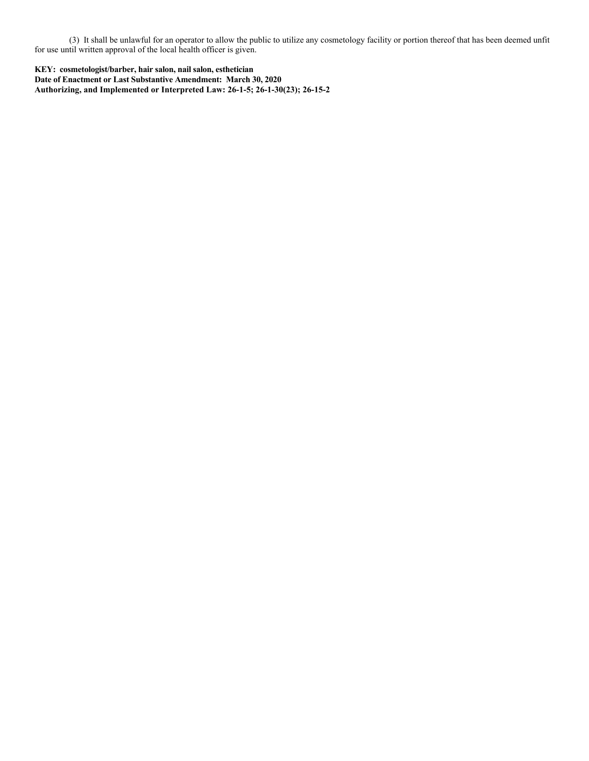(3) It shall be unlawful for an operator to allow the public to utilize any cosmetology facility or portion thereof that has been deemed unfit for use until written approval of the local health officer is given.

**KEY: cosmetologist/barber, hair salon, nail salon, esthetician**
**Date of Enactment or Last Substantive Amendment: March 30, 2020**
**Authorizing, and Implemented or Interpreted Law: 26-1-5; 26-1-30(23); 26-15-2**